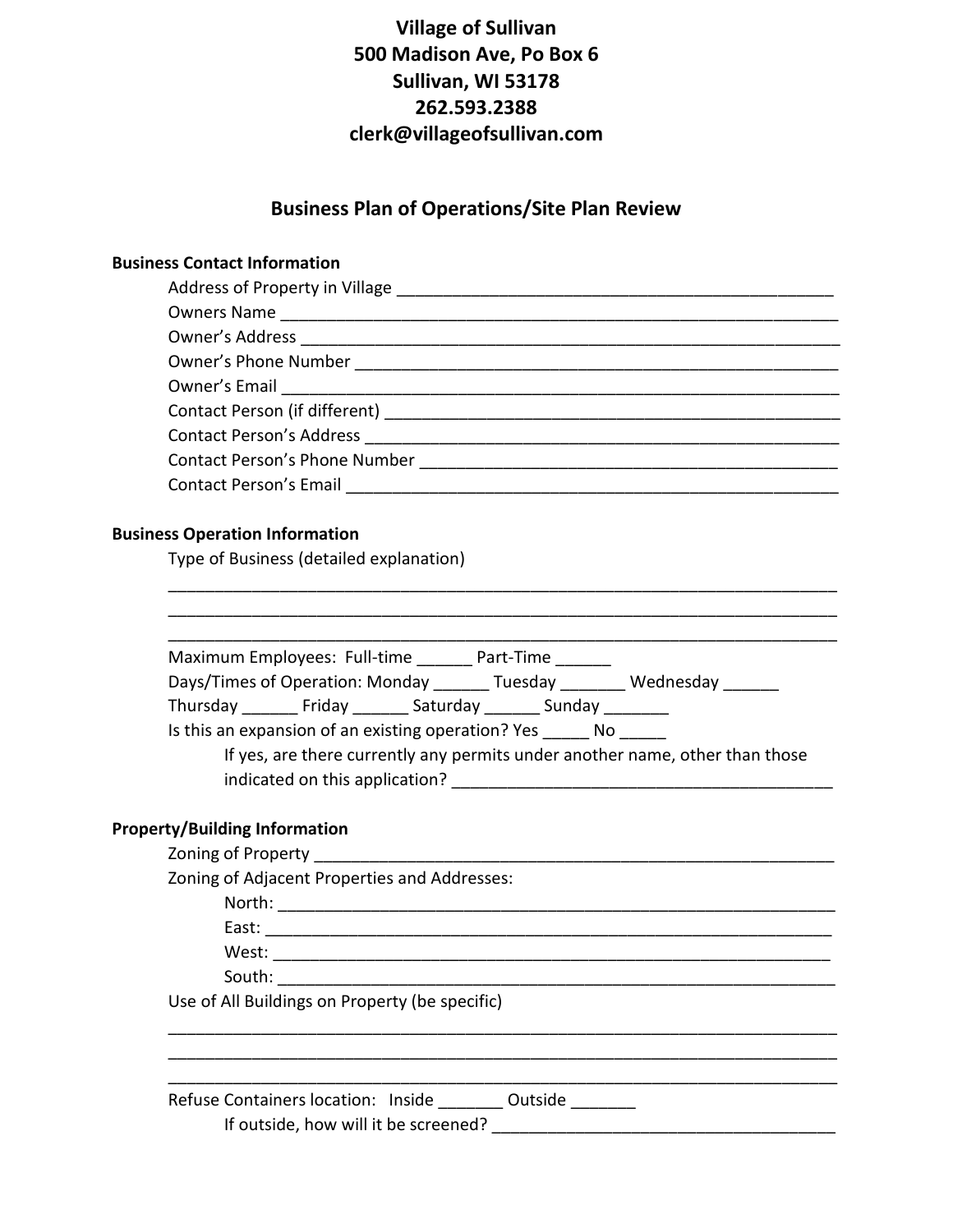**Village of Sullivan**
**500 Madison Ave, Po Box 6**
**Sullivan, WI 53178**
**262.593.2388**
**clerk@villageofsullivan.com**

## Business Plan of Operations/Site Plan Review

### Business Contact Information

Address of Property in Village ________________________________________________

Owners Name ________________________________________________________

Owner's Address ______________________________________________________

Owner's Phone Number _________________________________________________

Owner's Email ________________________________________________________

Contact Person (if different) ___________________________________________

Contact Person's Address _______________________________________________

Contact Person's Phone Number __________________________________________

Contact Person's Email _________________________________________________

### Business Operation Information

Type of Business (detailed explanation)

__________________________________________________________________________

__________________________________________________________________________

__________________________________________________________________________

Maximum Employees: Full-time ______ Part-Time ______

Days/Times of Operation: Monday ______ Tuesday _______ Wednesday ______

Thursday ______ Friday ______ Saturday ______ Sunday _______

Is this an expansion of an existing operation? Yes _____ No _____

If yes, are there currently any permits under another name, other than those indicated on this application? __________________________________________

### Property/Building Information

Zoning of Property ______________________________________________________

Zoning of Adjacent Properties and Addresses:

North: ____________________________________________________________

East: _____________________________________________________________

West: _____________________________________________________________

South: ____________________________________________________________

Use of All Buildings on Property (be specific)

__________________________________________________________________________

__________________________________________________________________________

__________________________________________________________________________

Refuse Containers location: Inside _______ Outside _______

If outside, how will it be screened? _____________________________________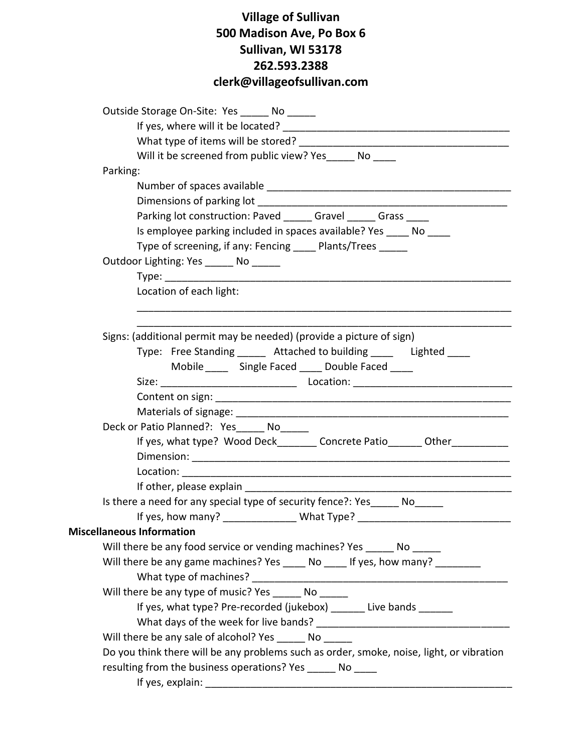**Village of Sullivan**
**500 Madison Ave, Po Box 6**
**Sullivan, WI 53178**
**262.593.2388**
**clerk@villageofsullivan.com**

Outside Storage On-Site: Yes _____ No _____

- If yes, where will it be located? _______________________________________
- What type of items will be stored? _____________________________________
- Will it be screened from public view? Yes_____ No ____

Parking:

- Number of spaces available ____________________________________________
- Dimensions of parking lot _____________________________________________
- Parking lot construction: Paved _____ Gravel _____ Grass ____
- Is employee parking included in spaces available? Yes ____ No ____
- Type of screening, if any: Fencing ____ Plants/Trees _____

Outdoor Lighting: Yes _____ No _____

- Type: ______________________________________________________________
- Location of each light:

  ______________________________________________________________________

  ______________________________________________________________________

Signs: (additional permit may be needed) (provide a picture of sign)

- Type: Free Standing _____ Attached to building ____ Lighted ____
  Mobile ____ Single Faced ____ Double Faced ____
- Size: ________________________ Location: ____________________________
- Content on sign: ______________________________________________________
- Materials of signage: _________________________________________________

Deck or Patio Planned?: Yes_____ No_____

- If yes, what type? Wood Deck_______ Concrete Patio______ Other__________
- Dimension: ___________________________________________________________
- Location: _____________________________________________________________
- If other, please explain _______________________________________________

Is there a need for any special type of security fence?: Yes_____ No_____

- If yes, how many? _____________ What Type? ___________________________

**Miscellaneous Information**

Will there be any food service or vending machines? Yes _____ No _____

Will there be any game machines? Yes ____ No ____ If yes, how many? ________

- What type of machines? _______________________________________________

Will there be any type of music? Yes _____ No _____

- If yes, what type? Pre-recorded (jukebox) ______ Live bands ______
- What days of the week for live bands? __________________________________

Will there be any sale of alcohol? Yes _____ No _____

Do you think there will be any problems such as order, smoke, noise, light, or vibration resulting from the business operations? Yes _____ No ____

- If yes, explain: _______________________________________________________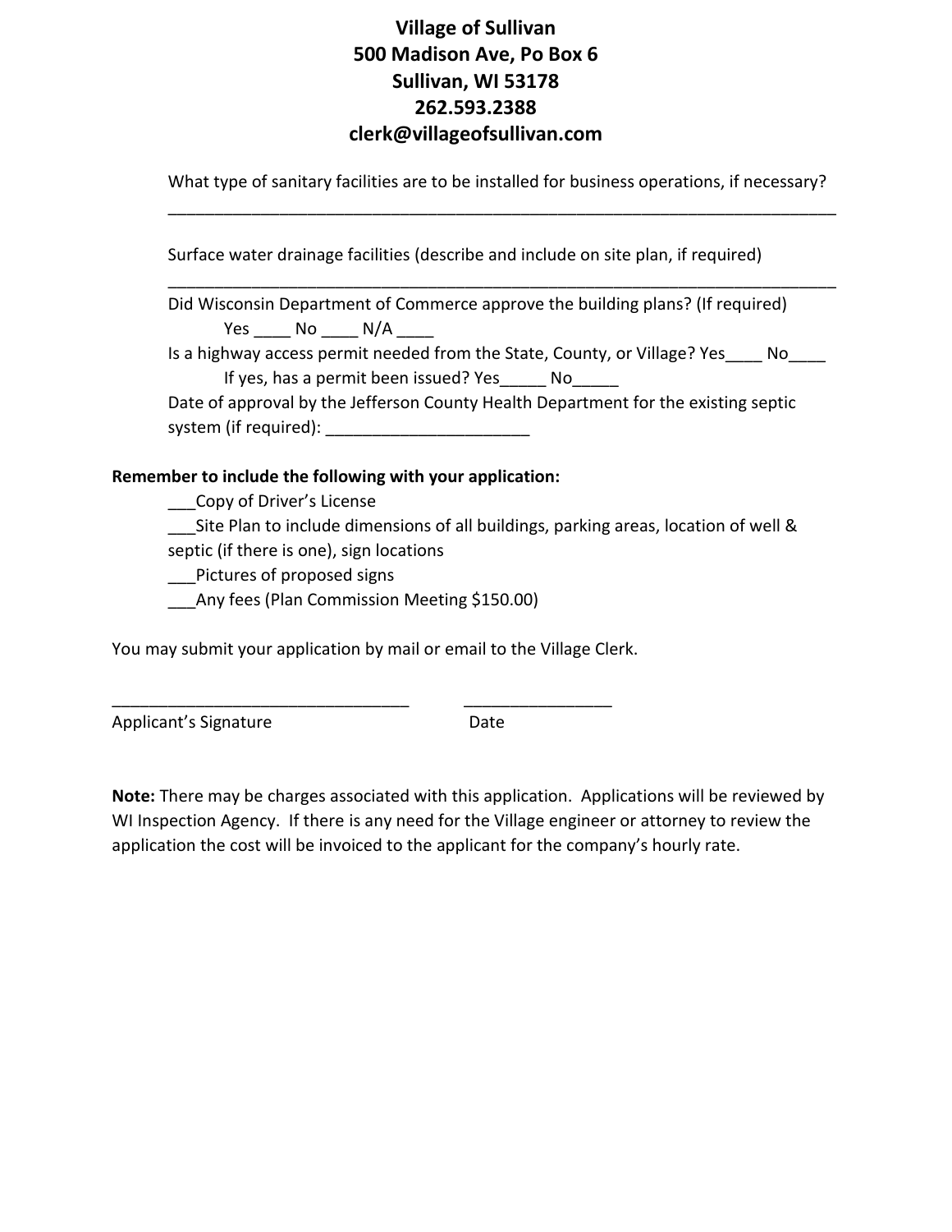**Village of Sullivan**
**500 Madison Ave, Po Box 6**
**Sullivan, WI 53178**
**262.593.2388**
**clerk@villageofsullivan.com**

What type of sanitary facilities are to be installed for business operations, if necessary?
___________________________________________________________________________

Surface water drainage facilities (describe and include on site plan, if required)
___________________________________________________________________________

Did Wisconsin Department of Commerce approve the building plans? (If required)
Yes ____ No ____ N/A ____

Is a highway access permit needed from the State, County, or Village? Yes____ No____
If yes, has a permit been issued? Yes_____ No_____

Date of approval by the Jefferson County Health Department for the existing septic system (if required): ______________________

**Remember to include the following with your application:**

___Copy of Driver's License
___Site Plan to include dimensions of all buildings, parking areas, location of well & septic (if there is one), sign locations
___Pictures of proposed signs
___Any fees (Plan Commission Meeting $150.00)

You may submit your application by mail or email to the Village Clerk.

________________________________ ________________
Applicant's Signature Date

**Note:** There may be charges associated with this application. Applications will be reviewed by WI Inspection Agency. If there is any need for the Village engineer or attorney to review the application the cost will be invoiced to the applicant for the company's hourly rate.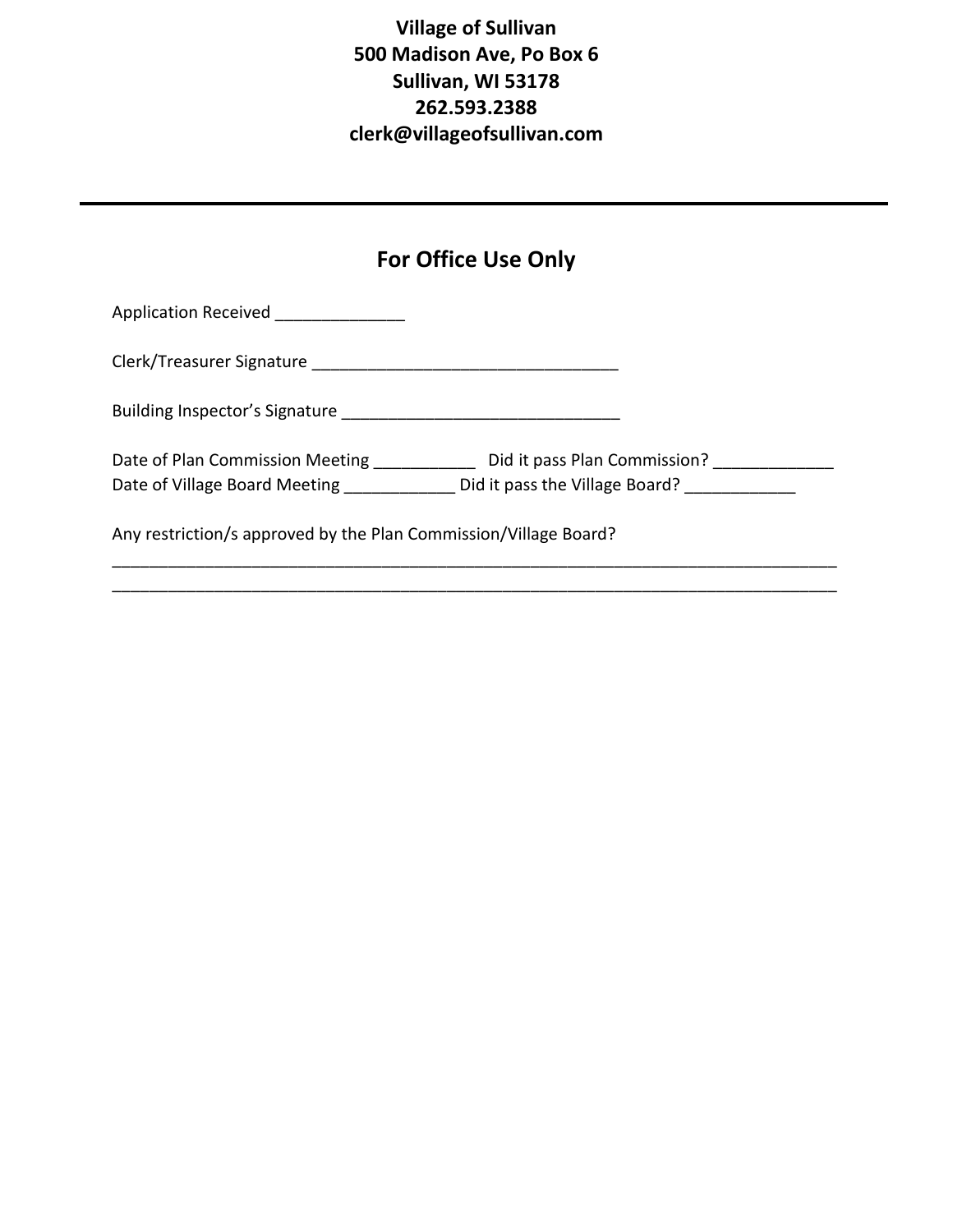**Village of Sullivan**
**500 Madison Ave, Po Box 6**
**Sullivan, WI 53178**
**262.593.2388**
**clerk@villageofsullivan.com**

---

## For Office Use Only

Application Received ______________

Clerk/Treasurer Signature _________________________________

Building Inspector's Signature ______________________________

Date of Plan Commission Meeting ___________ Did it pass Plan Commission? _____________
Date of Village Board Meeting ____________ Did it pass the Village Board? ____________

Any restriction/s approved by the Plan Commission/Village Board?
________________________________________________________________________________
________________________________________________________________________________